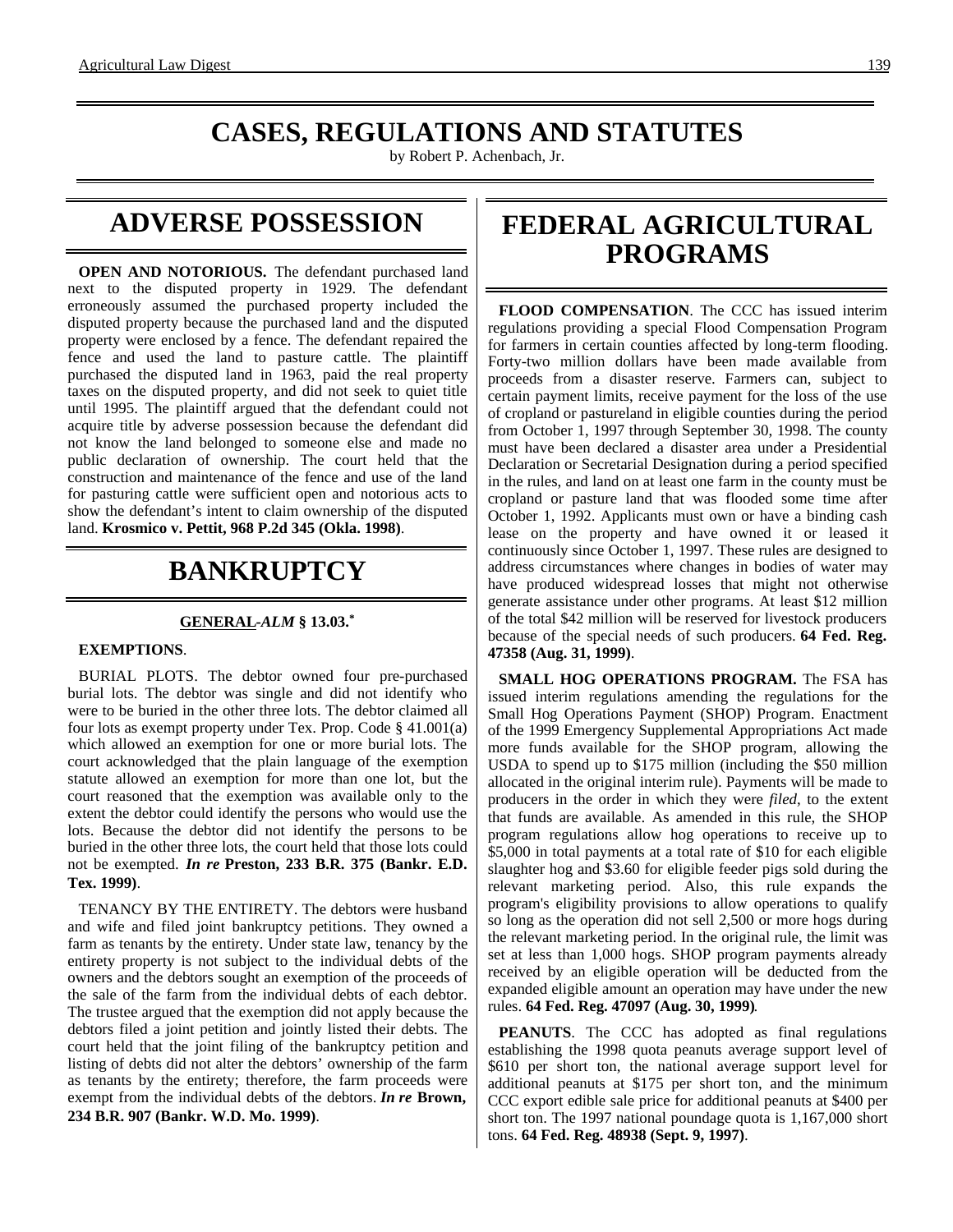# CASES, REGULATIONS AND STATUTES

by Robert P. Achenbach, Jr.

## ADVERSE POSSESSION

**OPEN AND NOTORIOUS.** The defendant purchased land next to the disputed property in 1929. The defendant erroneously assumed the purchased property included the disputed property because the purchased land and the disputed property were enclosed by a fence. The defendant repaired the fence and used the land to pasture cattle. The plaintiff purchased the disputed land in 1963, paid the real property taxes on the disputed property, and did not seek to quiet title until 1995. The plaintiff argued that the defendant could not acquire title by adverse possession because the defendant did not know the land belonged to someone else and made no public declaration of ownership. The court held that the construction and maintenance of the fence and use of the land for pasturing cattle were sufficient open and notorious acts to show the defendant's intent to claim ownership of the disputed land. **Krosmico v. Pettit, 968 P.2d 345 (Okla. 1998)**.

## BANKRUPTCY

### GENERAL-*ALM* § 13.03.*

**EXEMPTIONS**.

BURIAL PLOTS. The debtor owned four pre-purchased burial lots. The debtor was single and did not identify who were to be buried in the other three lots. The debtor claimed all four lots as exempt property under Tex. Prop. Code § 41.001(a) which allowed an exemption for one or more burial lots. The court acknowledged that the plain language of the exemption statute allowed an exemption for more than one lot, but the court reasoned that the exemption was available only to the extent the debtor could identify the persons who would use the lots. Because the debtor did not identify the persons to be buried in the other three lots, the court held that those lots could not be exempted. ***In re* Preston, 233 B.R. 375 (Bankr. E.D. Tex. 1999)**.

TENANCY BY THE ENTIRETY. The debtors were husband and wife and filed joint bankruptcy petitions. They owned a farm as tenants by the entirety. Under state law, tenancy by the entirety property is not subject to the individual debts of the owners and the debtors sought an exemption of the proceeds of the sale of the farm from the individual debts of each debtor. The trustee argued that the exemption did not apply because the debtors filed a joint petition and jointly listed their debts. The court held that the joint filing of the bankruptcy petition and listing of debts did not alter the debtors' ownership of the farm as tenants by the entirety; therefore, the farm proceeds were exempt from the individual debts of the debtors. ***In re* Brown, 234 B.R. 907 (Bankr. W.D. Mo. 1999)**.

## FEDERAL AGRICULTURAL PROGRAMS

**FLOOD COMPENSATION**. The CCC has issued interim regulations providing a special Flood Compensation Program for farmers in certain counties affected by long-term flooding. Forty-two million dollars have been made available from proceeds from a disaster reserve. Farmers can, subject to certain payment limits, receive payment for the loss of the use of cropland or pastureland in eligible counties during the period from October 1, 1997 through September 30, 1998. The county must have been declared a disaster area under a Presidential Declaration or Secretarial Designation during a period specified in the rules, and land on at least one farm in the county must be cropland or pasture land that was flooded some time after October 1, 1992. Applicants must own or have a binding cash lease on the property and have owned it or leased it continuously since October 1, 1997. These rules are designed to address circumstances where changes in bodies of water may have produced widespread losses that might not otherwise generate assistance under other programs. At least $12 million of the total $42 million will be reserved for livestock producers because of the special needs of such producers. **64 Fed. Reg. 47358 (Aug. 31, 1999)**.

**SMALL HOG OPERATIONS PROGRAM.** The FSA has issued interim regulations amending the regulations for the Small Hog Operations Payment (SHOP) Program. Enactment of the 1999 Emergency Supplemental Appropriations Act made more funds available for the SHOP program, allowing the USDA to spend up to $175 million (including the $50 million allocated in the original interim rule). Payments will be made to producers in the order in which they were *filed*, to the extent that funds are available. As amended in this rule, the SHOP program regulations allow hog operations to receive up to $5,000 in total payments at a total rate of $10 for each eligible slaughter hog and $3.60 for eligible feeder pigs sold during the relevant marketing period. Also, this rule expands the program's eligibility provisions to allow operations to qualify so long as the operation did not sell 2,500 or more hogs during the relevant marketing period. In the original rule, the limit was set at less than 1,000 hogs. SHOP program payments already received by an eligible operation will be deducted from the expanded eligible amount an operation may have under the new rules. **64 Fed. Reg. 47097 (Aug. 30, 1999)**.

**PEANUTS**. The CCC has adopted as final regulations establishing the 1998 quota peanuts average support level of $610 per short ton, the national average support level for additional peanuts at $175 per short ton, and the minimum CCC export edible sale price for additional peanuts at $400 per short ton. The 1997 national poundage quota is 1,167,000 short tons. **64 Fed. Reg. 48938 (Sept. 9, 1997)**.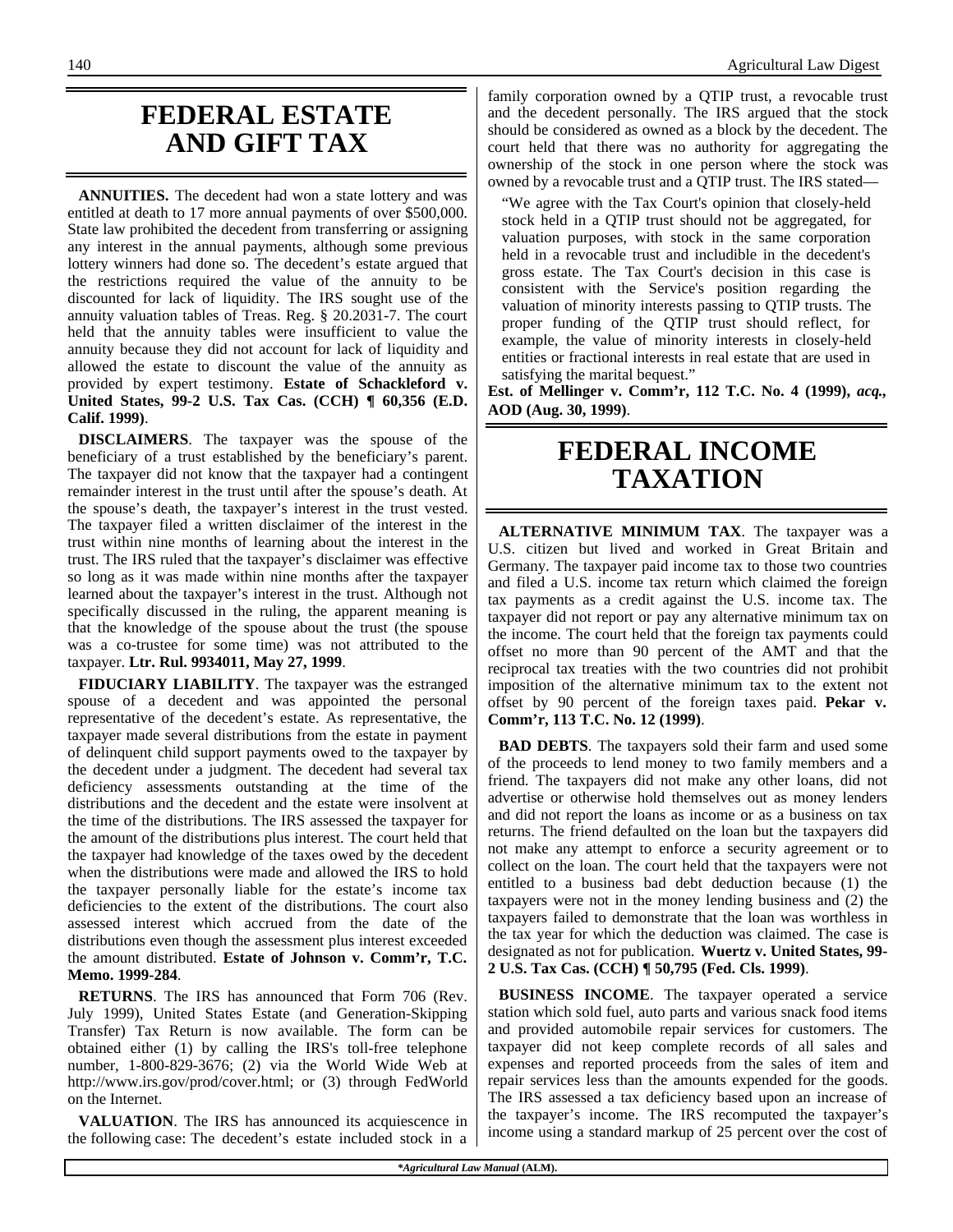# FEDERAL ESTATE AND GIFT TAX

**ANNUITIES.** The decedent had won a state lottery and was entitled at death to 17 more annual payments of over $500,000. State law prohibited the decedent from transferring or assigning any interest in the annual payments, although some previous lottery winners had done so. The decedent's estate argued that the restrictions required the value of the annuity to be discounted for lack of liquidity. The IRS sought use of the annuity valuation tables of Treas. Reg. § 20.2031-7. The court held that the annuity tables were insufficient to value the annuity because they did not account for lack of liquidity and allowed the estate to discount the value of the annuity as provided by expert testimony. **Estate of Schackleford v. United States, 99-2 U.S. Tax Cas. (CCH) ¶ 60,356 (E.D. Calif. 1999)**.

**DISCLAIMERS**. The taxpayer was the spouse of the beneficiary of a trust established by the beneficiary's parent. The taxpayer did not know that the taxpayer had a contingent remainder interest in the trust until after the spouse's death. At the spouse's death, the taxpayer's interest in the trust vested. The taxpayer filed a written disclaimer of the interest in the trust within nine months of learning about the interest in the trust. The IRS ruled that the taxpayer's disclaimer was effective so long as it was made within nine months after the taxpayer learned about the taxpayer's interest in the trust. Although not specifically discussed in the ruling, the apparent meaning is that the knowledge of the spouse about the trust (the spouse was a co-trustee for some time) was not attributed to the taxpayer. **Ltr. Rul. 9934011, May 27, 1999**.

**FIDUCIARY LIABILITY**. The taxpayer was the estranged spouse of a decedent and was appointed the personal representative of the decedent's estate. As representative, the taxpayer made several distributions from the estate in payment of delinquent child support payments owed to the taxpayer by the decedent under a judgment. The decedent had several tax deficiency assessments outstanding at the time of the distributions and the decedent and the estate were insolvent at the time of the distributions. The IRS assessed the taxpayer for the amount of the distributions plus interest. The court held that the taxpayer had knowledge of the taxes owed by the decedent when the distributions were made and allowed the IRS to hold the taxpayer personally liable for the estate's income tax deficiencies to the extent of the distributions. The court also assessed interest which accrued from the date of the distributions even though the assessment plus interest exceeded the amount distributed. **Estate of Johnson v. Comm'r, T.C. Memo. 1999-284**.

**RETURNS**. The IRS has announced that Form 706 (Rev. July 1999), United States Estate (and Generation-Skipping Transfer) Tax Return is now available. The form can be obtained either (1) by calling the IRS's toll-free telephone number, 1-800-829-3676; (2) via the World Wide Web at http://www.irs.gov/prod/cover.html; or (3) through FedWorld on the Internet.

**VALUATION**. The IRS has announced its acquiescence in the following case: The decedent's estate included stock in a family corporation owned by a QTIP trust, a revocable trust and the decedent personally. The IRS argued that the stock should be considered as owned as a block by the decedent. The court held that there was no authority for aggregating the ownership of the stock in one person where the stock was owned by a revocable trust and a QTIP trust. The IRS stated—

> "We agree with the Tax Court's opinion that closely-held stock held in a QTIP trust should not be aggregated, for valuation purposes, with stock in the same corporation held in a revocable trust and includible in the decedent's gross estate. The Tax Court's decision in this case is consistent with the Service's position regarding the valuation of minority interests passing to QTIP trusts. The proper funding of the QTIP trust should reflect, for example, the value of minority interests in closely-held entities or fractional interests in real estate that are used in satisfying the marital bequest."

**Est. of Mellinger v. Comm'r, 112 T.C. No. 4 (1999),** ***acq.*****, AOD (Aug. 30, 1999)**.

# FEDERAL INCOME TAXATION

**ALTERNATIVE MINIMUM TAX**. The taxpayer was a U.S. citizen but lived and worked in Great Britain and Germany. The taxpayer paid income tax to those two countries and filed a U.S. income tax return which claimed the foreign tax payments as a credit against the U.S. income tax. The taxpayer did not report or pay any alternative minimum tax on the income. The court held that the foreign tax payments could offset no more than 90 percent of the AMT and that the reciprocal tax treaties with the two countries did not prohibit imposition of the alternative minimum tax to the extent not offset by 90 percent of the foreign taxes paid. **Pekar v. Comm'r, 113 T.C. No. 12 (1999)**.

**BAD DEBTS**. The taxpayers sold their farm and used some of the proceeds to lend money to two family members and a friend. The taxpayers did not make any other loans, did not advertise or otherwise hold themselves out as money lenders and did not report the loans as income or as a business on tax returns. The friend defaulted on the loan but the taxpayers did not make any attempt to enforce a security agreement or to collect on the loan. The court held that the taxpayers were not entitled to a business bad debt deduction because (1) the taxpayers were not in the money lending business and (2) the taxpayers failed to demonstrate that the loan was worthless in the tax year for which the deduction was claimed. The case is designated as not for publication. **Wuertz v. United States, 99-2 U.S. Tax Cas. (CCH) ¶ 50,795 (Fed. Cls. 1999)**.

**BUSINESS INCOME**. The taxpayer operated a service station which sold fuel, auto parts and various snack food items and provided automobile repair services for customers. The taxpayer did not keep complete records of all sales and expenses and reported proceeds from the sales of item and repair services less than the amounts expended for the goods. The IRS assessed a tax deficiency based upon an increase of the taxpayer's income. The IRS recomputed the taxpayer's income using a standard markup of 25 percent over the cost of

*\*Agricultural Law Manual* (ALM).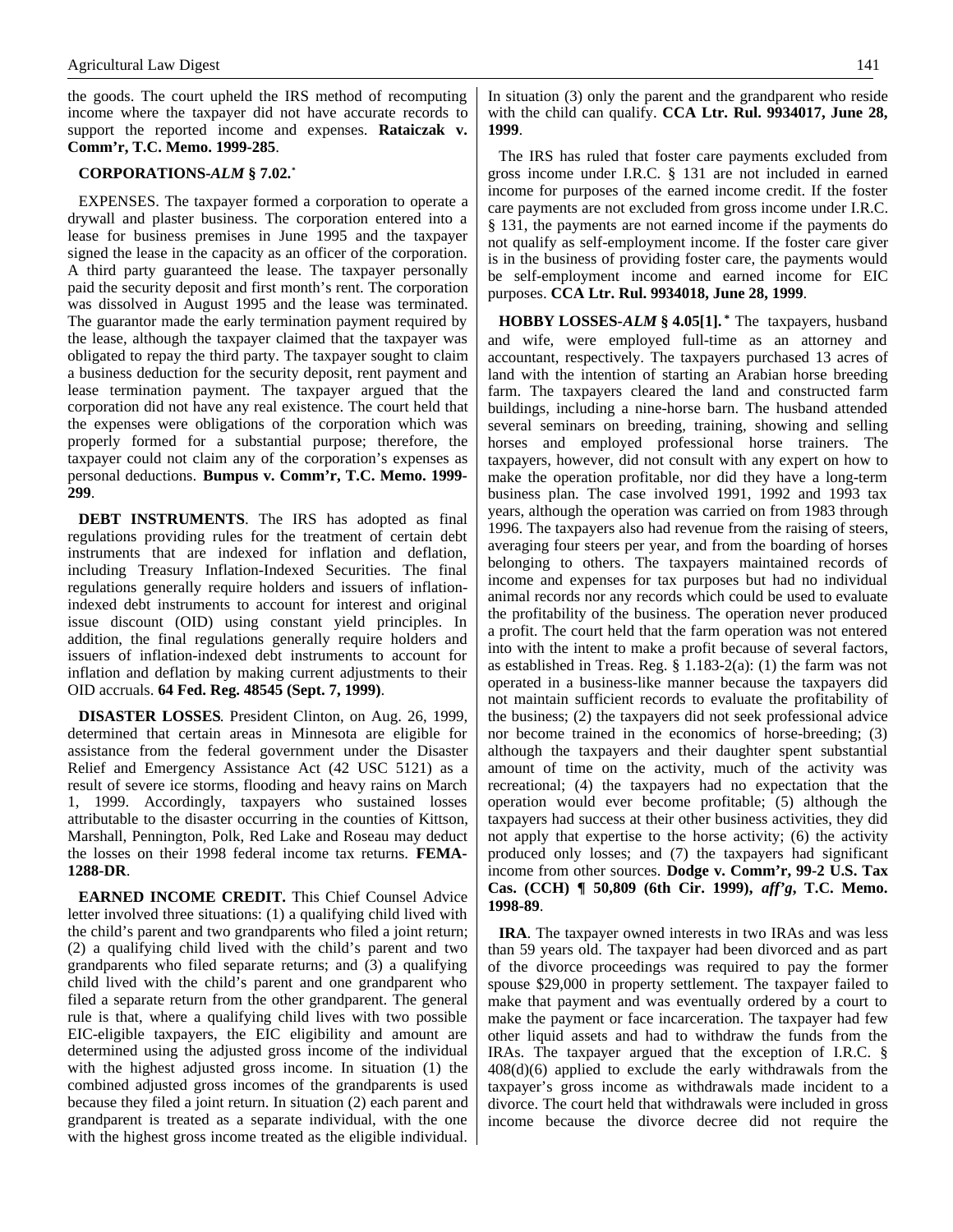the goods. The court upheld the IRS method of recomputing income where the taxpayer did not have accurate records to support the reported income and expenses. **Rataiczak v. Comm'r, T.C. Memo. 1999-285**.

**CORPORATIONS-*ALM* § 7.02.***

EXPENSES. The taxpayer formed a corporation to operate a drywall and plaster business. The corporation entered into a lease for business premises in June 1995 and the taxpayer signed the lease in the capacity as an officer of the corporation. A third party guaranteed the lease. The taxpayer personally paid the security deposit and first month's rent. The corporation was dissolved in August 1995 and the lease was terminated. The guarantor made the early termination payment required by the lease, although the taxpayer claimed that the taxpayer was obligated to repay the third party. The taxpayer sought to claim a business deduction for the security deposit, rent payment and lease termination payment. The taxpayer argued that the corporation did not have any real existence. The court held that the expenses were obligations of the corporation which was properly formed for a substantial purpose; therefore, the taxpayer could not claim any of the corporation's expenses as personal deductions. **Bumpus v. Comm'r, T.C. Memo. 1999-299**.

**DEBT INSTRUMENTS**. The IRS has adopted as final regulations providing rules for the treatment of certain debt instruments that are indexed for inflation and deflation, including Treasury Inflation-Indexed Securities. The final regulations generally require holders and issuers of inflation-indexed debt instruments to account for interest and original issue discount (OID) using constant yield principles. In addition, the final regulations generally require holders and issuers of inflation-indexed debt instruments to account for inflation and deflation by making current adjustments to their OID accruals. **64 Fed. Reg. 48545 (Sept. 7, 1999)**.

**DISASTER LOSSES**. President Clinton, on Aug. 26, 1999, determined that certain areas in Minnesota are eligible for assistance from the federal government under the Disaster Relief and Emergency Assistance Act (42 USC 5121) as a result of severe ice storms, flooding and heavy rains on March 1, 1999. Accordingly, taxpayers who sustained losses attributable to the disaster occurring in the counties of Kittson, Marshall, Pennington, Polk, Red Lake and Roseau may deduct the losses on their 1998 federal income tax returns. **FEMA-1288-DR**.

**EARNED INCOME CREDIT.** This Chief Counsel Advice letter involved three situations: (1) a qualifying child lived with the child's parent and two grandparents who filed a joint return; (2) a qualifying child lived with the child's parent and two grandparents who filed separate returns; and (3) a qualifying child lived with the child's parent and one grandparent who filed a separate return from the other grandparent. The general rule is that, where a qualifying child lives with two possible EIC-eligible taxpayers, the EIC eligibility and amount are determined using the adjusted gross income of the individual with the highest adjusted gross income. In situation (1) the combined adjusted gross incomes of the grandparents is used because they filed a joint return. In situation (2) each parent and grandparent is treated as a separate individual, with the one with the highest gross income treated as the eligible individual. In situation (3) only the parent and the grandparent who reside with the child can qualify. **CCA Ltr. Rul. 9934017, June 28, 1999**.

The IRS has ruled that foster care payments excluded from gross income under I.R.C. § 131 are not included in earned income for purposes of the earned income credit. If the foster care payments are not excluded from gross income under I.R.C. § 131, the payments are not earned income if the payments do not qualify as self-employment income. If the foster care giver is in the business of providing foster care, the payments would be self-employment income and earned income for EIC purposes. **CCA Ltr. Rul. 9934018, June 28, 1999**.

**HOBBY LOSSES-*ALM* § 4.05[1].*** The taxpayers, husband and wife, were employed full-time as an attorney and accountant, respectively. The taxpayers purchased 13 acres of land with the intention of starting an Arabian horse breeding farm. The taxpayers cleared the land and constructed farm buildings, including a nine-horse barn. The husband attended several seminars on breeding, training, showing and selling horses and employed professional horse trainers. The taxpayers, however, did not consult with any expert on how to make the operation profitable, nor did they have a long-term business plan. The case involved 1991, 1992 and 1993 tax years, although the operation was carried on from 1983 through 1996. The taxpayers also had revenue from the raising of steers, averaging four steers per year, and from the boarding of horses belonging to others. The taxpayers maintained records of income and expenses for tax purposes but had no individual animal records nor any records which could be used to evaluate the profitability of the business. The operation never produced a profit. The court held that the farm operation was not entered into with the intent to make a profit because of several factors, as established in Treas. Reg. § 1.183-2(a): (1) the farm was not operated in a business-like manner because the taxpayers did not maintain sufficient records to evaluate the profitability of the business; (2) the taxpayers did not seek professional advice nor become trained in the economics of horse-breeding; (3) although the taxpayers and their daughter spent substantial amount of time on the activity, much of the activity was recreational; (4) the taxpayers had no expectation that the operation would ever become profitable; (5) although the taxpayers had success at their other business activities, they did not apply that expertise to the horse activity; (6) the activity produced only losses; and (7) the taxpayers had significant income from other sources. **Dodge v. Comm'r, 99-2 U.S. Tax Cas. (CCH) ¶ 50,809 (6th Cir. 1999), *aff'g*, T.C. Memo. 1998-89**.

**IRA**. The taxpayer owned interests in two IRAs and was less than 59 years old. The taxpayer had been divorced and as part of the divorce proceedings was required to pay the former spouse $29,000 in property settlement. The taxpayer failed to make that payment and was eventually ordered by a court to make the payment or face incarceration. The taxpayer had few other liquid assets and had to withdraw the funds from the IRAs. The taxpayer argued that the exception of I.R.C. § 408(d)(6) applied to exclude the early withdrawals from the taxpayer's gross income as withdrawals made incident to a divorce. The court held that withdrawals were included in gross income because the divorce decree did not require the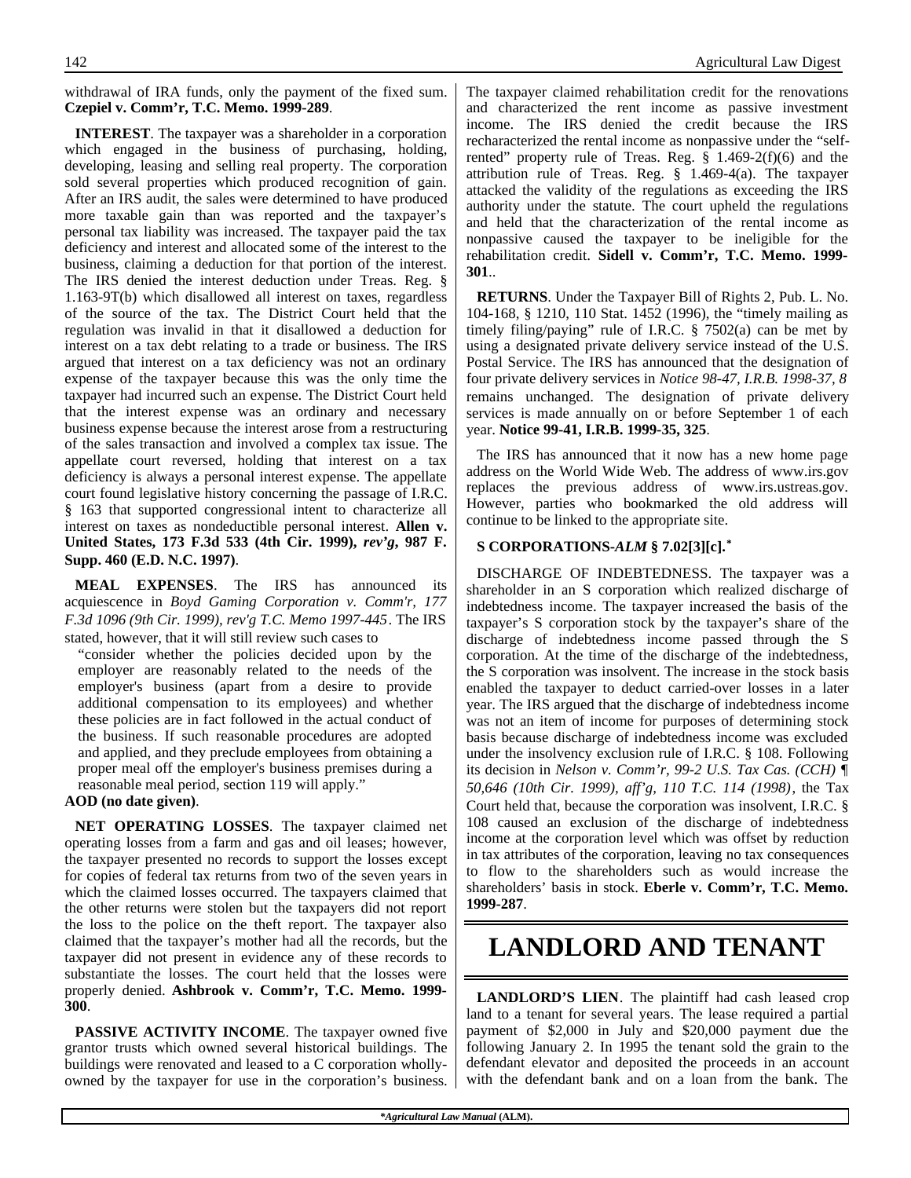withdrawal of IRA funds, only the payment of the fixed sum. **Czepiel v. Comm'r, T.C. Memo. 1999-289**.

**INTEREST**. The taxpayer was a shareholder in a corporation which engaged in the business of purchasing, holding, developing, leasing and selling real property. The corporation sold several properties which produced recognition of gain. After an IRS audit, the sales were determined to have produced more taxable gain than was reported and the taxpayer's personal tax liability was increased. The taxpayer paid the tax deficiency and interest and allocated some of the interest to the business, claiming a deduction for that portion of the interest. The IRS denied the interest deduction under Treas. Reg. § 1.163-9T(b) which disallowed all interest on taxes, regardless of the source of the tax. The District Court held that the regulation was invalid in that it disallowed a deduction for interest on a tax debt relating to a trade or business. The IRS argued that interest on a tax deficiency was not an ordinary expense of the taxpayer because this was the only time the taxpayer had incurred such an expense. The District Court held that the interest expense was an ordinary and necessary business expense because the interest arose from a restructuring of the sales transaction and involved a complex tax issue. The appellate court reversed, holding that interest on a tax deficiency is always a personal interest expense. The appellate court found legislative history concerning the passage of I.R.C. § 163 that supported congressional intent to characterize all interest on taxes as nondeductible personal interest. **Allen v. United States, 173 F.3d 533 (4th Cir. 1999),** ***rev'g*****, 987 F. Supp. 460 (E.D. N.C. 1997)**.

**MEAL EXPENSES**. The IRS has announced its acquiescence in *Boyd Gaming Corporation v. Comm'r, 177 F.3d 1096 (9th Cir. 1999), rev'g T.C. Memo 1997-445*. The IRS stated, however, that it will still review such cases to

> "consider whether the policies decided upon by the employer are reasonably related to the needs of the employer's business (apart from a desire to provide additional compensation to its employees) and whether these policies are in fact followed in the actual conduct of the business. If such reasonable procedures are adopted and applied, and they preclude employees from obtaining a proper meal off the employer's business premises during a reasonable meal period, section 119 will apply."

**AOD (no date given)**.

**NET OPERATING LOSSES**. The taxpayer claimed net operating losses from a farm and gas and oil leases; however, the taxpayer presented no records to support the losses except for copies of federal tax returns from two of the seven years in which the claimed losses occurred. The taxpayers claimed that the other returns were stolen but the taxpayers did not report the loss to the police on the theft report. The taxpayer also claimed that the taxpayer's mother had all the records, but the taxpayer did not present in evidence any of these records to substantiate the losses. The court held that the losses were properly denied. **Ashbrook v. Comm'r, T.C. Memo. 1999-300**.

**PASSIVE ACTIVITY INCOME**. The taxpayer owned five grantor trusts which owned several historical buildings. The buildings were renovated and leased to a C corporation wholly-owned by the taxpayer for use in the corporation's business. The taxpayer claimed rehabilitation credit for the renovations and characterized the rent income as passive investment income. The IRS denied the credit because the IRS recharacterized the rental income as nonpassive under the "self-rented" property rule of Treas. Reg. § 1.469-2(f)(6) and the attribution rule of Treas. Reg. § 1.469-4(a). The taxpayer attacked the validity of the regulations as exceeding the IRS authority under the statute. The court upheld the regulations and held that the characterization of the rental income as nonpassive caused the taxpayer to be ineligible for the rehabilitation credit. **Sidell v. Comm'r, T.C. Memo. 1999-301**..

**RETURNS**. Under the Taxpayer Bill of Rights 2, Pub. L. No. 104-168, § 1210, 110 Stat. 1452 (1996), the "timely mailing as timely filing/paying" rule of I.R.C. § 7502(a) can be met by using a designated private delivery service instead of the U.S. Postal Service. The IRS has announced that the designation of four private delivery services in *Notice 98-47, I.R.B. 1998-37, 8* remains unchanged. The designation of private delivery services is made annually on or before September 1 of each year. **Notice 99-41, I.R.B. 1999-35, 325**.

The IRS has announced that it now has a new home page address on the World Wide Web. The address of www.irs.gov replaces the previous address of www.irs.ustreas.gov. However, parties who bookmarked the old address will continue to be linked to the appropriate site.

### S CORPORATIONS-*ALM* § 7.02[3][c].*

DISCHARGE OF INDEBTEDNESS. The taxpayer was a shareholder in an S corporation which realized discharge of indebtedness income. The taxpayer increased the basis of the taxpayer's S corporation stock by the taxpayer's share of the discharge of indebtedness income passed through the S corporation. At the time of the discharge of the indebtedness, the S corporation was insolvent. The increase in the stock basis enabled the taxpayer to deduct carried-over losses in a later year. The IRS argued that the discharge of indebtedness income was not an item of income for purposes of determining stock basis because discharge of indebtedness income was excluded under the insolvency exclusion rule of I.R.C. § 108. Following its decision in *Nelson v. Comm'r, 99-2 U.S. Tax Cas. (CCH) ¶ 50,646 (10th Cir. 1999), aff'g, 110 T.C. 114 (1998)*, the Tax Court held that, because the corporation was insolvent, I.R.C. § 108 caused an exclusion of the discharge of indebtedness income at the corporation level which was offset by reduction in tax attributes of the corporation, leaving no tax consequences to flow to the shareholders such as would increase the shareholders' basis in stock. **Eberle v. Comm'r, T.C. Memo. 1999-287**.

# LANDLORD AND TENANT

**LANDLORD'S LIEN**. The plaintiff had cash leased crop land to a tenant for several years. The lease required a partial payment of $2,000 in July and $20,000 payment due the following January 2. In 1995 the tenant sold the grain to the defendant elevator and deposited the proceeds in an account with the defendant bank and on a loan from the bank. The

*Agricultural Law Manual (ALM).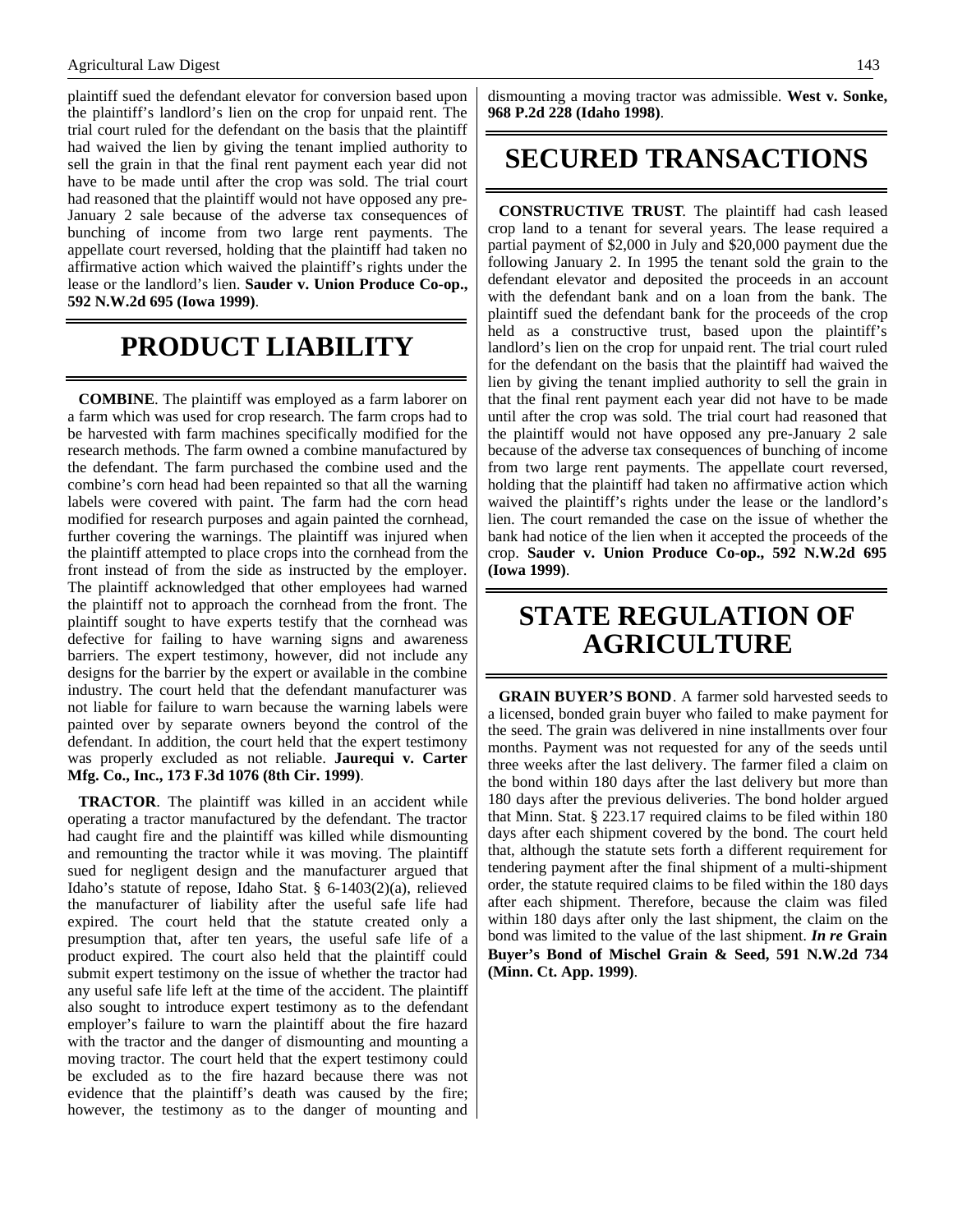plaintiff sued the defendant elevator for conversion based upon the plaintiff's landlord's lien on the crop for unpaid rent. The trial court ruled for the defendant on the basis that the plaintiff had waived the lien by giving the tenant implied authority to sell the grain in that the final rent payment each year did not have to be made until after the crop was sold. The trial court had reasoned that the plaintiff would not have opposed any pre-January 2 sale because of the adverse tax consequences of bunching of income from two large rent payments. The appellate court reversed, holding that the plaintiff had taken no affirmative action which waived the plaintiff's rights under the lease or the landlord's lien. **Sauder v. Union Produce Co-op., 592 N.W.2d 695 (Iowa 1999)**.

# PRODUCT LIABILITY

**COMBINE**. The plaintiff was employed as a farm laborer on a farm which was used for crop research. The farm crops had to be harvested with farm machines specifically modified for the research methods. The farm owned a combine manufactured by the defendant. The farm purchased the combine used and the combine's corn head had been repainted so that all the warning labels were covered with paint. The farm had the corn head modified for research purposes and again painted the cornhead, further covering the warnings. The plaintiff was injured when the plaintiff attempted to place crops into the cornhead from the front instead of from the side as instructed by the employer. The plaintiff acknowledged that other employees had warned the plaintiff not to approach the cornhead from the front. The plaintiff sought to have experts testify that the cornhead was defective for failing to have warning signs and awareness barriers. The expert testimony, however, did not include any designs for the barrier by the expert or available in the combine industry. The court held that the defendant manufacturer was not liable for failure to warn because the warning labels were painted over by separate owners beyond the control of the defendant. In addition, the court held that the expert testimony was properly excluded as not reliable. **Jaurequi v. Carter Mfg. Co., Inc., 173 F.3d 1076 (8th Cir. 1999)**.

**TRACTOR**. The plaintiff was killed in an accident while operating a tractor manufactured by the defendant. The tractor had caught fire and the plaintiff was killed while dismounting and remounting the tractor while it was moving. The plaintiff sued for negligent design and the manufacturer argued that Idaho's statute of repose, Idaho Stat. § 6-1403(2)(a), relieved the manufacturer of liability after the useful safe life had expired. The court held that the statute created only a presumption that, after ten years, the useful safe life of a product expired. The court also held that the plaintiff could submit expert testimony on the issue of whether the tractor had any useful safe life left at the time of the accident. The plaintiff also sought to introduce expert testimony as to the defendant employer's failure to warn the plaintiff about the fire hazard with the tractor and the danger of dismounting and mounting a moving tractor. The court held that the expert testimony could be excluded as to the fire hazard because there was not evidence that the plaintiff's death was caused by the fire; however, the testimony as to the danger of mounting and dismounting a moving tractor was admissible. **West v. Sonke, 968 P.2d 228 (Idaho 1998)**.

# SECURED TRANSACTIONS

**CONSTRUCTIVE TRUST**. The plaintiff had cash leased crop land to a tenant for several years. The lease required a partial payment of $2,000 in July and $20,000 payment due the following January 2. In 1995 the tenant sold the grain to the defendant elevator and deposited the proceeds in an account with the defendant bank and on a loan from the bank. The plaintiff sued the defendant bank for the proceeds of the crop held as a constructive trust, based upon the plaintiff's landlord's lien on the crop for unpaid rent. The trial court ruled for the defendant on the basis that the plaintiff had waived the lien by giving the tenant implied authority to sell the grain in that the final rent payment each year did not have to be made until after the crop was sold. The trial court had reasoned that the plaintiff would not have opposed any pre-January 2 sale because of the adverse tax consequences of bunching of income from two large rent payments. The appellate court reversed, holding that the plaintiff had taken no affirmative action which waived the plaintiff's rights under the lease or the landlord's lien. The court remanded the case on the issue of whether the bank had notice of the lien when it accepted the proceeds of the crop. **Sauder v. Union Produce Co-op., 592 N.W.2d 695 (Iowa 1999)**.

# STATE REGULATION OF AGRICULTURE

**GRAIN BUYER'S BOND**. A farmer sold harvested seeds to a licensed, bonded grain buyer who failed to make payment for the seed. The grain was delivered in nine installments over four months. Payment was not requested for any of the seeds until three weeks after the last delivery. The farmer filed a claim on the bond within 180 days after the last delivery but more than 180 days after the previous deliveries. The bond holder argued that Minn. Stat. § 223.17 required claims to be filed within 180 days after each shipment covered by the bond. The court held that, although the statute sets forth a different requirement for tendering payment after the final shipment of a multi-shipment order, the statute required claims to be filed within the 180 days after each shipment. Therefore, because the claim was filed within 180 days after only the last shipment, the claim on the bond was limited to the value of the last shipment. ***In re* Grain Buyer's Bond of Mischel Grain & Seed, 591 N.W.2d 734 (Minn. Ct. App. 1999)**.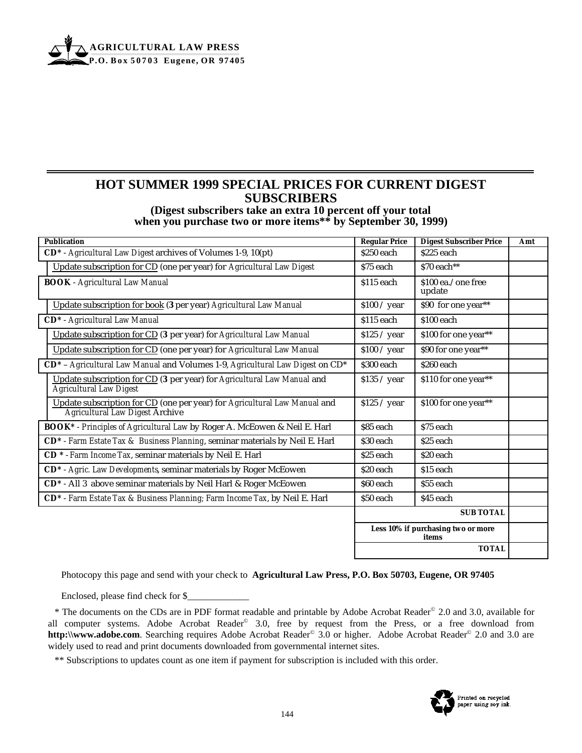**AGRICULTURAL LAW PRESS**
**P.O. Box 50703 Eugene, OR 97405**

## HOT SUMMER 1999 SPECIAL PRICES FOR CURRENT DIGEST SUBSCRIBERS

**(Digest subscribers take an extra 10 percent off your total when you purchase two or more items** by September 30, 1999)**

| Publication | Regular Price | Digest Subscriber Price | Amt |
|---|---|---|---|
| **CD*** - *Agricultural Law Digest* archives of Volumes 1-9, 10(pt) | $250 each | $225 each | |
| Update subscription for CD (one per year) for *Agricultural Law Digest* | $75 each | $70 each** | |
| **BOOK** - *Agricultural Law Manual* | $115 each | $100 ea./one free update | |
| Update subscription for book (**3** per year) *Agricultural Law Manual* | $100 / year | $90 for one year** | |
| **CD*** - *Agricultural Law Manual* | $115 each | $100 each | |
| Update subscription for CD (**3** per year) for *Agricultural Law Manual* | $125 / year | $100 for one year** | |
| Update subscription for CD (one per year) for *Agricultural Law Manual* | $100 / year | $90 for one year** | |
| **CD*** – *Agricultural Law Manual* and Volumes 1-9, *Agricultural Law Digest* on CD* | $300 each | $260 each | |
| Update subscription for CD (**3** per year) for *Agricultural Law Manual* and *Agricultural Law Digest* | $135 / year | $110 for one year** | |
| Update subscription for CD (one per year) for *Agricultural Law Manual* and *Agricultural Law Digest* Archive | $125 / year | $100 for one year** | |
| **BOOK*** - *Principles of Agricultural Law* by Roger A. McEowen & Neil E. Harl | $85 each | $75 each | |
| **CD*** - *Farm Estate Tax & Business Planning*, seminar materials by Neil E. Harl | $30 each | $25 each | |
| **CD** * - *Farm Income Tax*, seminar materials by Neil E. Harl | $25 each | $20 each | |
| **CD*** - *Agric. Law Developments*, seminar materials by Roger McEowen | $20 each | $15 each | |
| **CD*** - All 3 above seminar materials by Neil Harl & Roger McEowen | $60 each | $55 each | |
| **CD*** - *Farm Estate Tax & Business Planning; Farm Income Tax*, by Neil E. Harl | $50 each | $45 each | |
| | | **SUB TOTAL** | |
| | | **Less 10% if purchasing two or more items** | |
| | | **TOTAL** | |

Photocopy this page and send with your check to **Agricultural Law Press, P.O. Box 50703, Eugene, OR 97405**

Enclosed, please find check for $_____________

\* The documents on the CDs are in PDF format readable and printable by Adobe Acrobat Reader© 2.0 and 3.0, available for all computer systems. Adobe Acrobat Reader© 3.0, free by request from the Press, or a free download from **http:\\www.adobe.com**. Searching requires Adobe Acrobat Reader© 3.0 or higher. Adobe Acrobat Reader© 2.0 and 3.0 are widely used to read and print documents downloaded from governmental internet sites.

\*\* Subscriptions to updates count as one item if payment for subscription is included with this order.

Printed on recycled paper using soy ink.